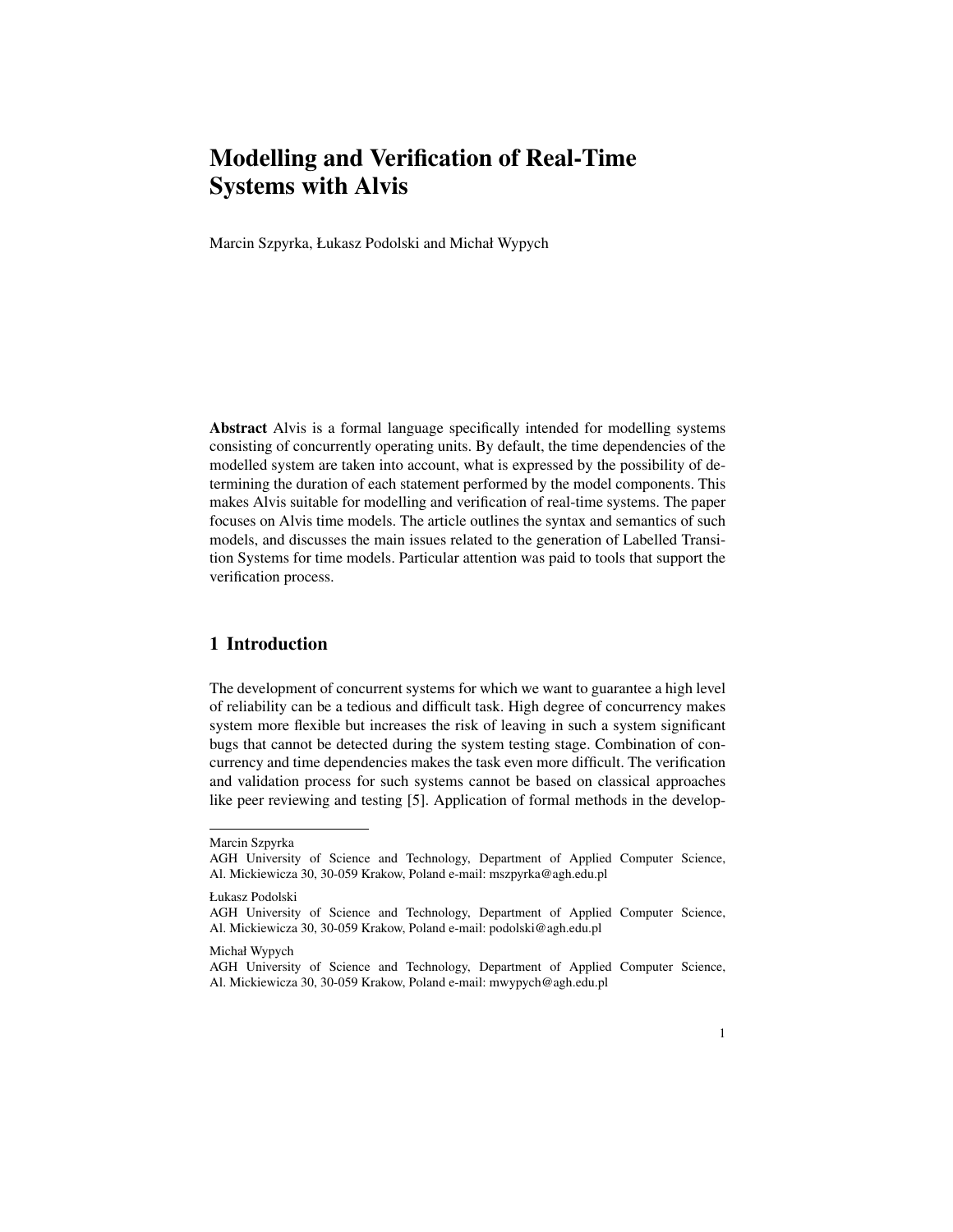# Modelling and Verification of Real-Time Systems with Alvis

Marcin Szpyrka, Łukasz Podolski and Michał Wypych

**Abstract** Alvis is a formal language specifically intended for modelling systems consisting of concurrently operating units. By default, the time dependencies of the modelled system are taken into account, what is expressed by the possibility of determining the duration of each statement performed by the model components. This makes Alvis suitable for modelling and verification of real-time systems. The paper focuses on Alvis time models. The article outlines the syntax and semantics of such models, and discusses the main issues related to the generation of Labelled Transition Systems for time models. Particular attention was paid to tools that support the verification process.

## 1 Introduction

The development of concurrent systems for which we want to guarantee a high level of reliability can be a tedious and difficult task. High degree of concurrency makes system more flexible but increases the risk of leaving in such a system significant bugs that cannot be detected during the system testing stage. Combination of concurrency and time dependencies makes the task even more difficult. The verification and validation process for such systems cannot be based on classical approaches like peer reviewing and testing [5]. Application of formal methods in the develop-

---

Marcin Szpyrka
AGH University of Science and Technology, Department of Applied Computer Science, Al. Mickiewicza 30, 30-059 Krakow, Poland e-mail: mszpyrka@agh.edu.pl

Łukasz Podolski
AGH University of Science and Technology, Department of Applied Computer Science, Al. Mickiewicza 30, 30-059 Krakow, Poland e-mail: podolski@agh.edu.pl

Michał Wypych
AGH University of Science and Technology, Department of Applied Computer Science, Al. Mickiewicza 30, 30-059 Krakow, Poland e-mail: mwypych@agh.edu.pl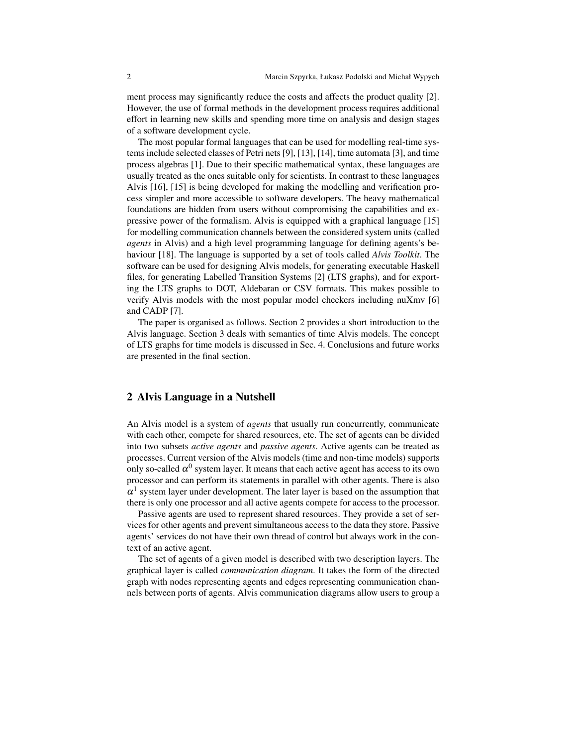ment process may significantly reduce the costs and affects the product quality [2]. However, the use of formal methods in the development process requires additional effort in learning new skills and spending more time on analysis and design stages of a software development cycle.

The most popular formal languages that can be used for modelling real-time systems include selected classes of Petri nets [9], [13], [14], time automata [3], and time process algebras [1]. Due to their specific mathematical syntax, these languages are usually treated as the ones suitable only for scientists. In contrast to these languages Alvis [16], [15] is being developed for making the modelling and verification process simpler and more accessible to software developers. The heavy mathematical foundations are hidden from users without compromising the capabilities and expressive power of the formalism. Alvis is equipped with a graphical language [15] for modelling communication channels between the considered system units (called *agents* in Alvis) and a high level programming language for defining agents's behaviour [18]. The language is supported by a set of tools called *Alvis Toolkit*. The software can be used for designing Alvis models, for generating executable Haskell files, for generating Labelled Transition Systems [2] (LTS graphs), and for exporting the LTS graphs to DOT, Aldebaran or CSV formats. This makes possible to verify Alvis models with the most popular model checkers including nuXmv [6] and CADP [7].

The paper is organised as follows. Section 2 provides a short introduction to the Alvis language. Section 3 deals with semantics of time Alvis models. The concept of LTS graphs for time models is discussed in Sec. 4. Conclusions and future works are presented in the final section.

## 2 Alvis Language in a Nutshell

An Alvis model is a system of *agents* that usually run concurrently, communicate with each other, compete for shared resources, etc. The set of agents can be divided into two subsets *active agents* and *passive agents*. Active agents can be treated as processes. Current version of the Alvis models (time and non-time models) supports only so-called $\alpha^0$ system layer. It means that each active agent has access to its own processor and can perform its statements in parallel with other agents. There is also $\alpha^1$ system layer under development. The later layer is based on the assumption that there is only one processor and all active agents compete for access to the processor.

Passive agents are used to represent shared resources. They provide a set of services for other agents and prevent simultaneous access to the data they store. Passive agents' services do not have their own thread of control but always work in the context of an active agent.

The set of agents of a given model is described with two description layers. The graphical layer is called *communication diagram*. It takes the form of the directed graph with nodes representing agents and edges representing communication channels between ports of agents. Alvis communication diagrams allow users to group a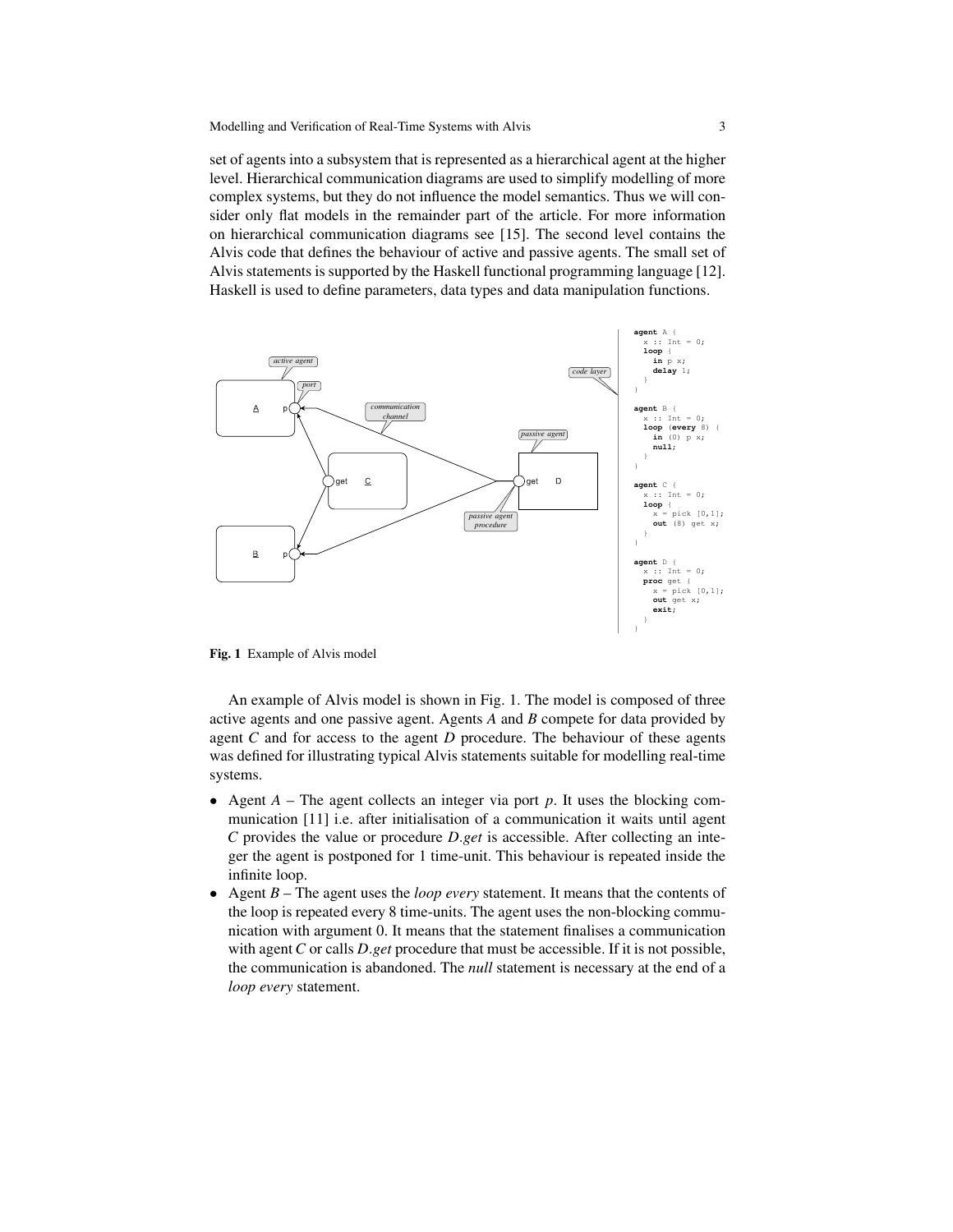set of agents into a subsystem that is represented as a hierarchical agent at the higher level. Hierarchical communication diagrams are used to simplify modelling of more complex systems, but they do not influence the model semantics. Thus we will consider only flat models in the remainder part of the article. For more information on hierarchical communication diagrams see [15]. The second level contains the Alvis code that defines the behaviour of active and passive agents. The small set of Alvis statements is supported by the Haskell functional programming language [12]. Haskell is used to define parameters, data types and data manipulation functions.

```
agent A {
  x :: Int = 0;
  loop {
    in p x;
    delay 1;
  }
}

agent B {
  x :: Int = 0;
  loop (every 8) {
    in (0) p x;
    null;
  }
}

agent C {
  x :: Int = 0;
  loop {
    x = pick [0,1];
    out (8) get x;
  }
}

agent D {
  x :: Int = 0;
  proc get {
    x = pick [0,1];
    out get x;
    exit;
  }
}
```

**Fig. 1** Example of Alvis model

An example of Alvis model is shown in Fig. 1. The model is composed of three active agents and one passive agent. Agents *A* and *B* compete for data provided by agent *C* and for access to the agent *D* procedure. The behaviour of these agents was defined for illustrating typical Alvis statements suitable for modelling real-time systems.

- Agent *A* – The agent collects an integer via port *p*. It uses the blocking communication [11] i.e. after initialisation of a communication it waits until agent *C* provides the value or procedure *D.get* is accessible. After collecting an integer the agent is postponed for 1 time-unit. This behaviour is repeated inside the infinite loop.
- Agent *B* – The agent uses the *loop every* statement. It means that the contents of the loop is repeated every 8 time-units. The agent uses the non-blocking communication with argument 0. It means that the statement finalises a communication with agent *C* or calls *D.get* procedure that must be accessible. If it is not possible, the communication is abandoned. The *null* statement is necessary at the end of a *loop every* statement.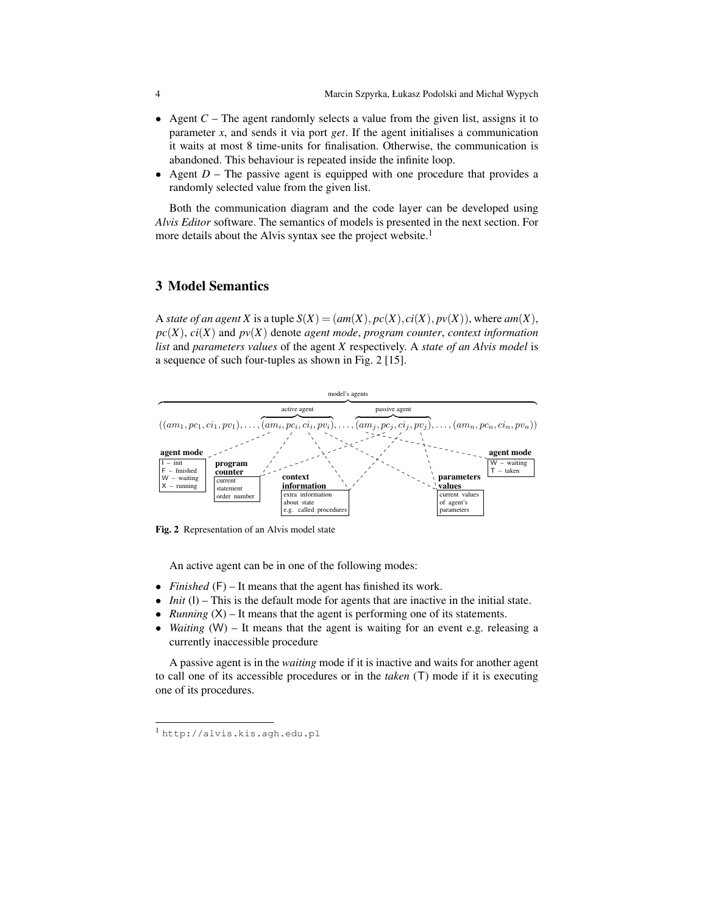- Agent $C$ – The agent randomly selects a value from the given list, assigns it to parameter $x$, and sends it via port *get*. If the agent initialises a communication it waits at most 8 time-units for finalisation. Otherwise, the communication is abandoned. This behaviour is repeated inside the infinite loop.
- Agent $D$ – The passive agent is equipped with one procedure that provides a randomly selected value from the given list.

Both the communication diagram and the code layer can be developed using *Alvis Editor* software. The semantics of models is presented in the next section. For more details about the Alvis syntax see the project website.[1]

## 3 Model Semantics

A *state of an agent X* is a tuple $S(X) = (am(X), pc(X), ci(X), pv(X))$, where $am(X)$, $pc(X)$, $ci(X)$ and $pv(X)$ denote *agent mode*, *program counter*, *context information list* and *parameters values* of the agent $X$ respectively. A *state of an Alvis model* is a sequence of such four-tuples as shown in Fig. 2 [15].

$$((am_1, pc_1, ci_1, pv_1), \ldots, (am_i, pc_i, ci_i, pv_i), \ldots, (am_j, pc_j, ci_j, pv_j), \ldots, (am_n, pc_n, ci_n, pv_n))$$

model's agents; active agent: $(am_i, pc_i, ci_i, pv_i)$; passive agent: $(am_j, pc_j, ci_j, pv_j)$

- **agent mode** (active): I – init, F – finished, W – waiting, X – running
- **program counter**: current statement order number
- **context information**: extra information about state e.g. called procedures
- **parameters values**: current values of agent's parameters
- **agent mode** (passive): W – waiting, T – taken

**Fig. 2** Representation of an Alvis model state

An active agent can be in one of the following modes:

- *Finished* (F) – It means that the agent has finished its work.
- *Init* (I) – This is the default mode for agents that are inactive in the initial state.
- *Running* (X) – It means that the agent is performing one of its statements.
- *Waiting* (W) – It means that the agent is waiting for an event e.g. releasing a currently inaccessible procedure

A passive agent is in the *waiting* mode if it is inactive and waits for another agent to call one of its accessible procedures or in the *taken* (T) mode if it is executing one of its procedures.

[1] http://alvis.kis.agh.edu.pl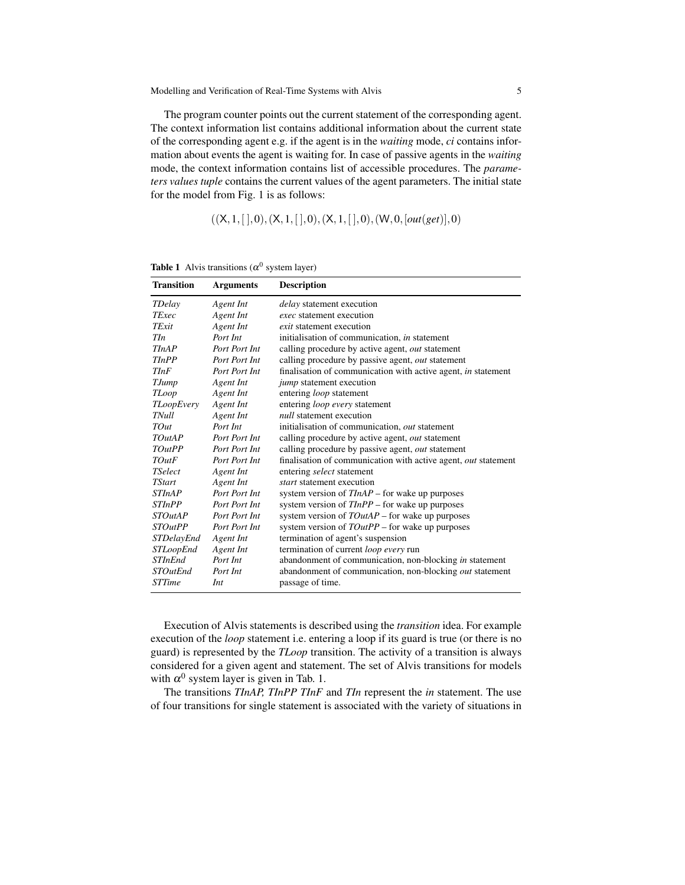The program counter points out the current statement of the corresponding agent. The context information list contains additional information about the current state of the corresponding agent e.g. if the agent is in the *waiting* mode, *ci* contains information about events the agent is waiting for. In case of passive agents in the *waiting* mode, the context information contains list of accessible procedures. The *parameters values tuple* contains the current values of the agent parameters. The initial state for the model from Fig. 1 is as follows:

$$((\mathsf{X},1,[\,],0),(\mathsf{X},1,[\,],0),(\mathsf{X},1,[\,],0),(\mathsf{W},0,[out(get)],0)$$

**Table 1** Alvis transitions ($\alpha^0$ system layer)

| Transition | Arguments | Description |
|---|---|---|
| *TDelay* | *Agent Int* | *delay* statement execution |
| *TExec* | *Agent Int* | *exec* statement execution |
| *TExit* | *Agent Int* | *exit* statement execution |
| *TIn* | *Port Int* | initialisation of communication, *in* statement |
| *TInAP* | *Port Port Int* | calling procedure by active agent, *out* statement |
| *TInPP* | *Port Port Int* | calling procedure by passive agent, *out* statement |
| *TInF* | *Port Port Int* | finalisation of communication with active agent, *in* statement |
| *TJump* | *Agent Int* | *jump* statement execution |
| *TLoop* | *Agent Int* | entering *loop* statement |
| *TLoopEvery* | *Agent Int* | entering *loop every* statement |
| *TNull* | *Agent Int* | *null* statement execution |
| *TOut* | *Port Int* | initialisation of communication, *out* statement |
| *TOutAP* | *Port Port Int* | calling procedure by active agent, *out* statement |
| *TOutPP* | *Port Port Int* | calling procedure by passive agent, *out* statement |
| *TOutF* | *Port Port Int* | finalisation of communication with active agent, *out* statement |
| *TSelect* | *Agent Int* | entering *select* statement |
| *TStart* | *Agent Int* | *start* statement execution |
| *STInAP* | *Port Port Int* | system version of *TInAP* – for wake up purposes |
| *STInPP* | *Port Port Int* | system version of *TInPP* – for wake up purposes |
| *STOutAP* | *Port Port Int* | system version of *TOutAP* – for wake up purposes |
| *STOutPP* | *Port Port Int* | system version of *TOutPP* – for wake up purposes |
| *STDelayEnd* | *Agent Int* | termination of agent's suspension |
| *STLoopEnd* | *Agent Int* | termination of current *loop every* run |
| *STInEnd* | *Port Int* | abandonment of communication, non-blocking *in* statement |
| *STOutEnd* | *Port Int* | abandonment of communication, non-blocking *out* statement |
| *STTime* | *Int* | passage of time. |

Execution of Alvis statements is described using the *transition* idea. For example execution of the *loop* statement i.e. entering a loop if its guard is true (or there is no guard) is represented by the *TLoop* transition. The activity of a transition is always considered for a given agent and statement. The set of Alvis transitions for models with $\alpha^0$ system layer is given in Tab. 1.

The transitions *TInAP, TInPP TInF* and *TIn* represent the *in* statement. The use of four transitions for single statement is associated with the variety of situations in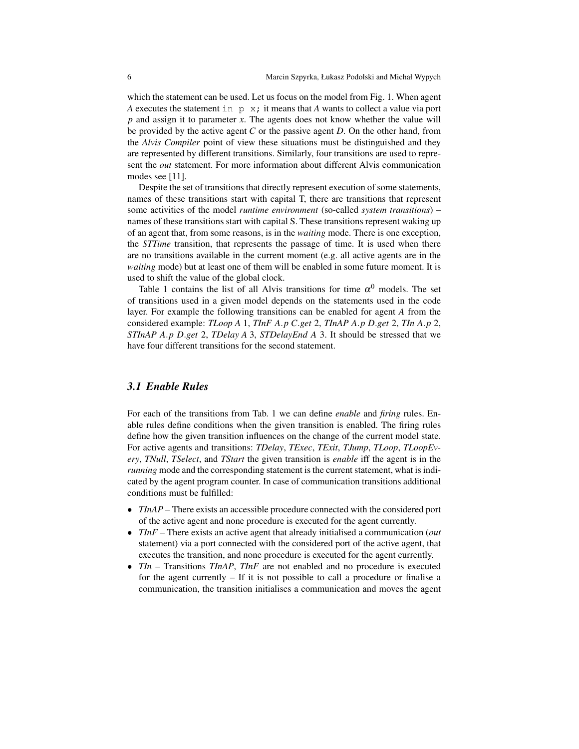which the statement can be used. Let us focus on the model from Fig. 1. When agent *A* executes the statement `in p x;` it means that *A* wants to collect a value via port *p* and assign it to parameter *x*. The agents does not know whether the value will be provided by the active agent *C* or the passive agent *D*. On the other hand, from the *Alvis Compiler* point of view these situations must be distinguished and they are represented by different transitions. Similarly, four transitions are used to represent the *out* statement. For more information about different Alvis communication modes see [11].

Despite the set of transitions that directly represent execution of some statements, names of these transitions start with capital T, there are transitions that represent some activities of the model *runtime environment* (so-called *system transitions*) – names of these transitions start with capital S. These transitions represent waking up of an agent that, from some reasons, is in the *waiting* mode. There is one exception, the *STTime* transition, that represents the passage of time. It is used when there are no transitions available in the current moment (e.g. all active agents are in the *waiting* mode) but at least one of them will be enabled in some future moment. It is used to shift the value of the global clock.

Table 1 contains the list of all Alvis transitions for time $\alpha^0$ models. The set of transitions used in a given model depends on the statements used in the code layer. For example the following transitions can be enabled for agent *A* from the considered example: *TLoop A* 1, *TInF A.p C.get* 2, *TInAP A.p D.get* 2, *TIn A.p* 2, *STInAP A.p D.get* 2, *TDelay A* 3, *STDelayEnd A* 3. It should be stressed that we have four different transitions for the second statement.

### *3.1 Enable Rules*

For each of the transitions from Tab. 1 we can define *enable* and *firing* rules. Enable rules define conditions when the given transition is enabled. The firing rules define how the given transition influences on the change of the current model state. For active agents and transitions: *TDelay*, *TExec*, *TExit*, *TJump*, *TLoop*, *TLoopEvery*, *TNull*, *TSelect*, and *TStart* the given transition is *enable* iff the agent is in the *running* mode and the corresponding statement is the current statement, what is indicated by the agent program counter. In case of communication transitions additional conditions must be fulfilled:

- *TInAP* – There exists an accessible procedure connected with the considered port of the active agent and none procedure is executed for the agent currently.
- *TInF* – There exists an active agent that already initialised a communication (*out* statement) via a port connected with the considered port of the active agent, that executes the transition, and none procedure is executed for the agent currently.
- *TIn* – Transitions *TInAP*, *TInF* are not enabled and no procedure is executed for the agent currently – If it is not possible to call a procedure or finalise a communication, the transition initialises a communication and moves the agent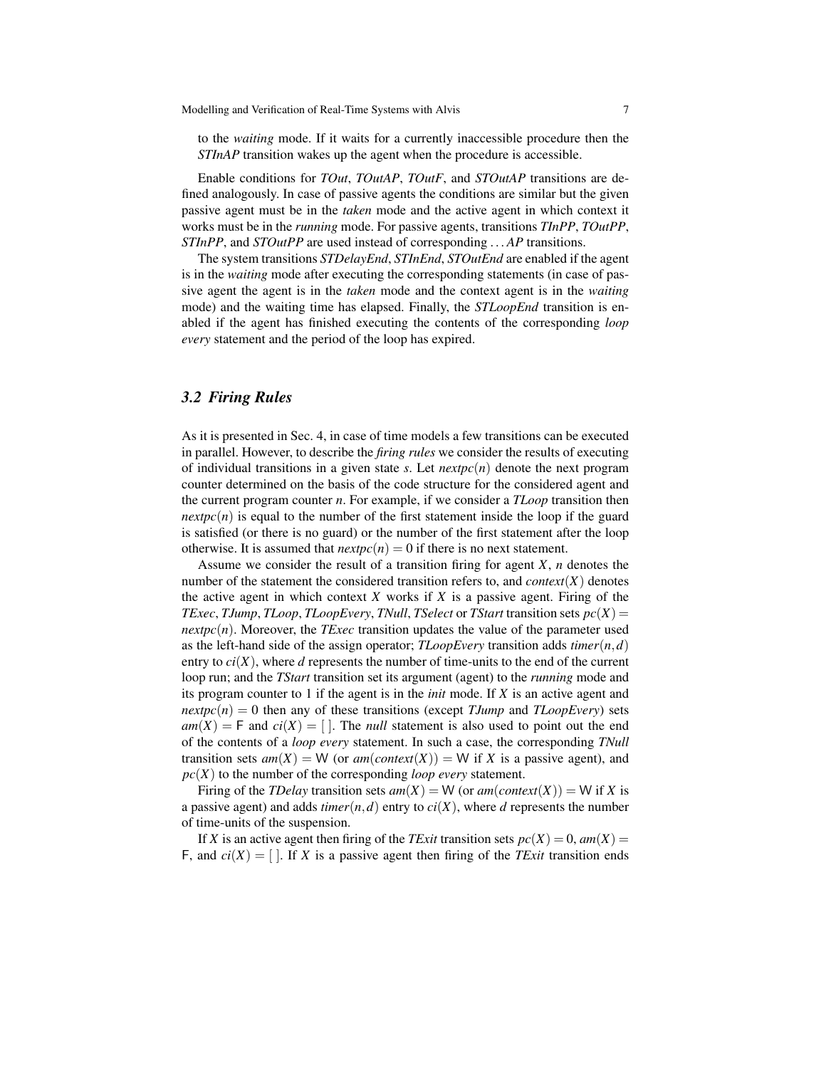to the *waiting* mode. If it waits for a currently inaccessible procedure then the *STInAP* transition wakes up the agent when the procedure is accessible.

Enable conditions for *TOut*, *TOutAP*, *TOutF*, and *STOutAP* transitions are defined analogously. In case of passive agents the conditions are similar but the given passive agent must be in the *taken* mode and the active agent in which context it works must be in the *running* mode. For passive agents, transitions *TInPP*, *TOutPP*, *STInPP*, and *STOutPP* are used instead of corresponding ...*AP* transitions.

The system transitions *STDelayEnd*, *STInEnd*, *STOutEnd* are enabled if the agent is in the *waiting* mode after executing the corresponding statements (in case of passive agent the agent is in the *taken* mode and the context agent is in the *waiting* mode) and the waiting time has elapsed. Finally, the *STLoopEnd* transition is enabled if the agent has finished executing the contents of the corresponding *loop every* statement and the period of the loop has expired.

### 3.2 Firing Rules

As it is presented in Sec. 4, in case of time models a few transitions can be executed in parallel. However, to describe the *firing rules* we consider the results of executing of individual transitions in a given state $s$. Let $nextpc(n)$ denote the next program counter determined on the basis of the code structure for the considered agent and the current program counter $n$. For example, if we consider a *TLoop* transition then $nextpc(n)$ is equal to the number of the first statement inside the loop if the guard is satisfied (or there is no guard) or the number of the first statement after the loop otherwise. It is assumed that $nextpc(n) = 0$ if there is no next statement.

Assume we consider the result of a transition firing for agent $X$, $n$ denotes the number of the statement the considered transition refers to, and $context(X)$ denotes the active agent in which context $X$ works if $X$ is a passive agent. Firing of the *TExec*, *TJump*, *TLoop*, *TLoopEvery*, *TNull*, *TSelect* or *TStart* transition sets $pc(X) = nextpc(n)$. Moreover, the *TExec* transition updates the value of the parameter used as the left-hand side of the assign operator; *TLoopEvery* transition adds $timer(n,d)$ entry to $ci(X)$, where $d$ represents the number of time-units to the end of the current loop run; and the *TStart* transition set its argument (agent) to the *running* mode and its program counter to 1 if the agent is in the *init* mode. If $X$ is an active agent and $nextpc(n) = 0$ then any of these transitions (except *TJump* and *TLoopEvery*) sets $am(X) = \mathsf{F}$ and $ci(X) = [\,]$. The *null* statement is also used to point out the end of the contents of a *loop every* statement. In such a case, the corresponding *TNull* transition sets $am(X) = \mathsf{W}$ (or $am(context(X)) = \mathsf{W}$ if $X$ is a passive agent), and $pc(X)$ to the number of the corresponding *loop every* statement.

Firing of the *TDelay* transition sets $am(X) = \mathsf{W}$ (or $am(context(X)) = \mathsf{W}$ if $X$ is a passive agent) and adds $timer(n,d)$ entry to $ci(X)$, where $d$ represents the number of time-units of the suspension.

If $X$ is an active agent then firing of the *TExit* transition sets $pc(X) = 0$, $am(X) = \mathsf{F}$, and $ci(X) = [\,]$. If $X$ is a passive agent then firing of the *TExit* transition ends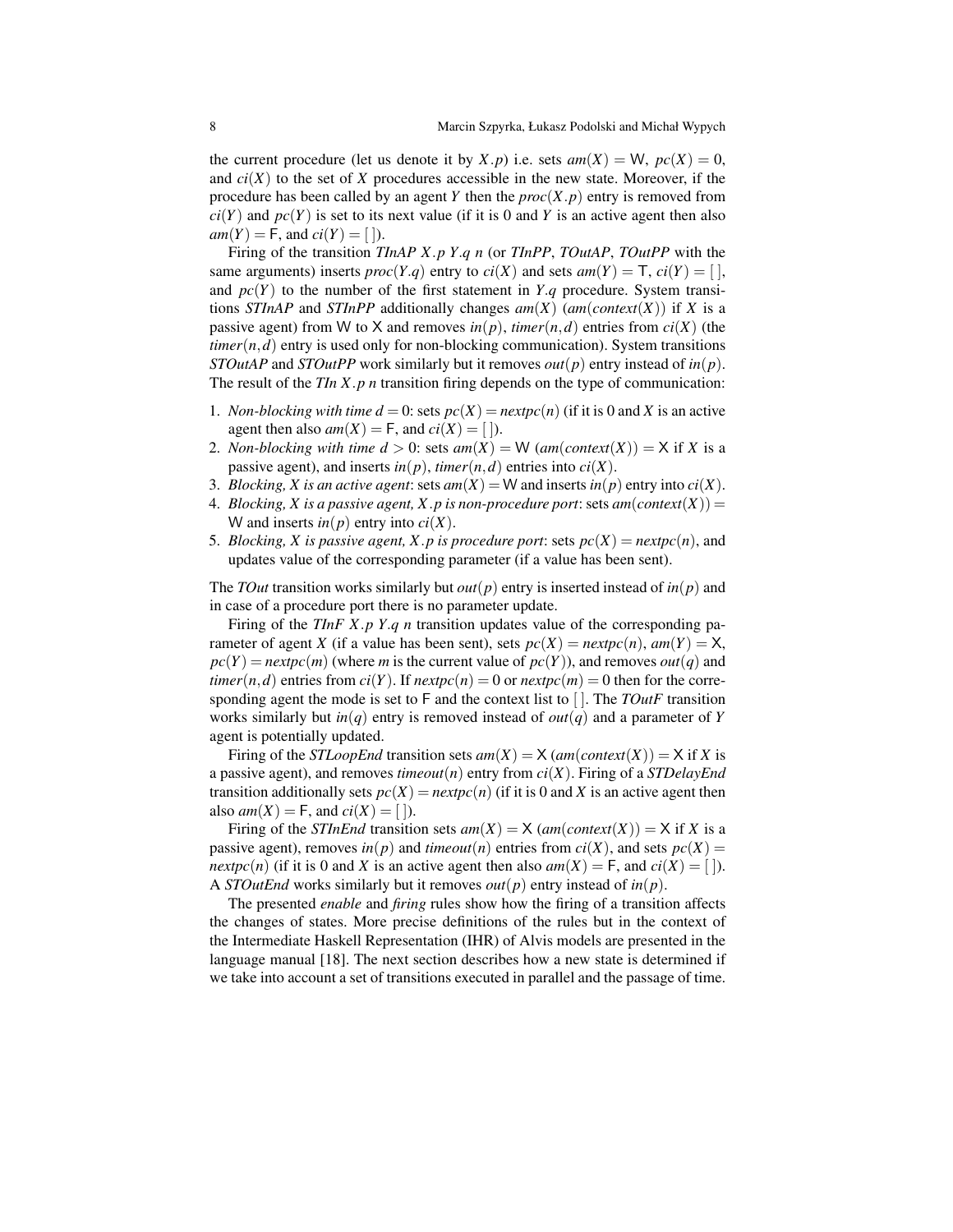the current procedure (let us denote it by $X.p$) i.e. sets $am(X) = \mathsf{W}$, $pc(X) = 0$, and $ci(X)$ to the set of $X$ procedures accessible in the new state. Moreover, if the procedure has been called by an agent $Y$ then the $proc(X.p)$ entry is removed from $ci(Y)$ and $pc(Y)$ is set to its next value (if it is 0 and $Y$ is an active agent then also $am(Y) = \mathsf{F}$, and $ci(Y) = [\,]$).

Firing of the transition *TInAP* $X.p$ $Y.q$ $n$ (or *TInPP*, *TOutAP*, *TOutPP* with the same arguments) inserts $proc(Y.q)$ entry to $ci(X)$ and sets $am(Y) = \mathsf{T}$, $ci(Y) = [\,]$, and $pc(Y)$ to the number of the first statement in $Y.q$ procedure. System transitions *STInAP* and *STInPP* additionally changes $am(X)$ ($am(context(X))$ if $X$ is a passive agent) from $\mathsf{W}$ to $\mathsf{X}$ and removes $in(p)$, $timer(n,d)$ entries from $ci(X)$ (the $timer(n,d)$ entry is used only for non-blocking communication). System transitions *STOutAP* and *STOutPP* work similarly but it removes $out(p)$ entry instead of $in(p)$. The result of the *TIn* $X.p$ $n$ transition firing depends on the type of communication:

1. *Non-blocking with time* $d = 0$: sets $pc(X) = nextpc(n)$ (if it is 0 and $X$ is an active agent then also $am(X) = \mathsf{F}$, and $ci(X) = [\,]$).
2. *Non-blocking with time* $d > 0$: sets $am(X) = \mathsf{W}$ ($am(context(X)) = \mathsf{X}$ if $X$ is a passive agent), and inserts $in(p)$, $timer(n,d)$ entries into $ci(X)$.
3. *Blocking, X is an active agent*: sets $am(X) = \mathsf{W}$ and inserts $in(p)$ entry into $ci(X)$.
4. *Blocking, X is a passive agent, X.p is non-procedure port*: sets $am(context(X)) = \mathsf{W}$ and inserts $in(p)$ entry into $ci(X)$.
5. *Blocking, X is passive agent, X.p is procedure port*: sets $pc(X) = nextpc(n)$, and updates value of the corresponding parameter (if a value has been sent).

The *TOut* transition works similarly but $out(p)$ entry is inserted instead of $in(p)$ and in case of a procedure port there is no parameter update.

Firing of the *TInF* $X.p$ $Y.q$ $n$ transition updates value of the corresponding parameter of agent $X$ (if a value has been sent), sets $pc(X) = nextpc(n)$, $am(Y) = \mathsf{X}$, $pc(Y) = nextpc(m)$ (where $m$ is the current value of $pc(Y)$), and removes $out(q)$ and $timer(n,d)$ entries from $ci(Y)$. If $nextpc(n) = 0$ or $nextpc(m) = 0$ then for the corresponding agent the mode is set to $\mathsf{F}$ and the context list to $[\,]$. The *TOutF* transition works similarly but $in(q)$ entry is removed instead of $out(q)$ and a parameter of $Y$ agent is potentially updated.

Firing of the *STLoopEnd* transition sets $am(X) = \mathsf{X}$ ($am(context(X)) = \mathsf{X}$ if $X$ is a passive agent), and removes $timeout(n)$ entry from $ci(X)$. Firing of a *STDelayEnd* transition additionally sets $pc(X) = nextpc(n)$ (if it is 0 and $X$ is an active agent then also $am(X) = \mathsf{F}$, and $ci(X) = [\,]$).

Firing of the *STInEnd* transition sets $am(X) = \mathsf{X}$ ($am(context(X)) = \mathsf{X}$ if $X$ is a passive agent), removes $in(p)$ and $timeout(n)$ entries from $ci(X)$, and sets $pc(X) = nextpc(n)$ (if it is 0 and $X$ is an active agent then also $am(X) = \mathsf{F}$, and $ci(X) = [\,]$). A *STOutEnd* works similarly but it removes $out(p)$ entry instead of $in(p)$.

The presented *enable* and *firing* rules show how the firing of a transition affects the changes of states. More precise definitions of the rules but in the context of the Intermediate Haskell Representation (IHR) of Alvis models are presented in the language manual [18]. The next section describes how a new state is determined if we take into account a set of transitions executed in parallel and the passage of time.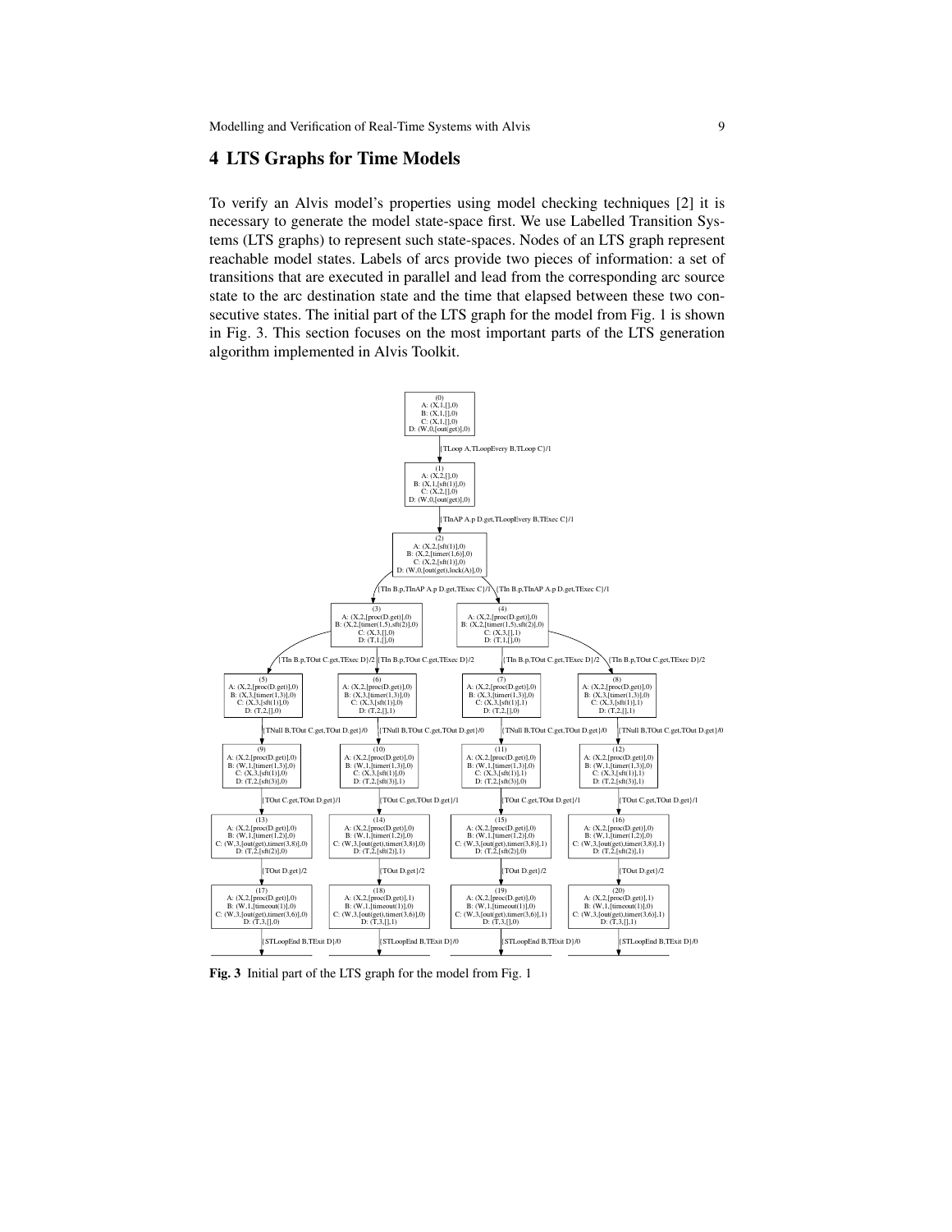## 4 LTS Graphs for Time Models

To verify an Alvis model's properties using model checking techniques [2] it is necessary to generate the model state-space first. We use Labelled Transition Systems (LTS graphs) to represent such state-spaces. Nodes of an LTS graph represent reachable model states. Labels of arcs provide two pieces of information: a set of transitions that are executed in parallel and lead from the corresponding arc source state to the arc destination state and the time that elapsed between these two consecutive states. The initial part of the LTS graph for the model from Fig. 1 is shown in Fig. 3. This section focuses on the most important parts of the LTS generation algorithm implemented in Alvis Toolkit.

**Fig. 3** Initial part of the LTS graph for the model from Fig. 1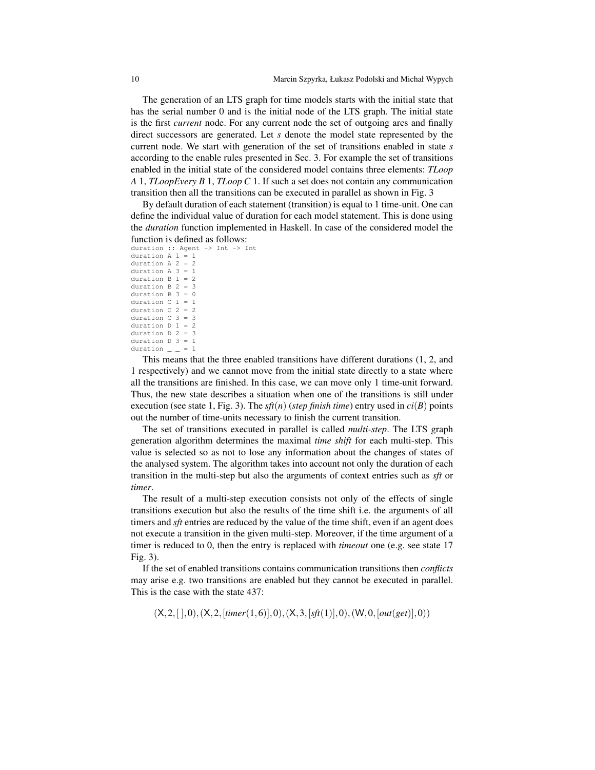The generation of an LTS graph for time models starts with the initial state that has the serial number 0 and is the initial node of the LTS graph. The initial state is the first *current* node. For any current node the set of outgoing arcs and finally direct successors are generated. Let $s$ denote the model state represented by the current node. We start with generation of the set of transitions enabled in state $s$ according to the enable rules presented in Sec. 3. For example the set of transitions enabled in the initial state of the considered model contains three elements: *TLoop A* 1, *TLoopEvery B* 1, *TLoop C* 1. If such a set does not contain any communication transition then all the transitions can be executed in parallel as shown in Fig. 3

By default duration of each statement (transition) is equal to 1 time-unit. One can define the individual value of duration for each model statement. This is done using the *duration* function implemented in Haskell. In case of the considered model the function is defined as follows:

```
duration :: Agent -> Int -> Int
duration A 1 = 1
duration A 2 = 2
duration A 3 = 1
duration B 1 = 2
duration B 2 = 3
duration B 3 = 0
duration C 1 = 1
duration C 2 = 2
duration C 3 = 3
duration D 1 = 2
duration D 2 = 3
duration D 3 = 1
duration _ _ = 1
```

This means that the three enabled transitions have different durations (1, 2, and 1 respectively) and we cannot move from the initial state directly to a state where all the transitions are finished. In this case, we can move only 1 time-unit forward. Thus, the new state describes a situation when one of the transitions is still under execution (see state 1, Fig. 3). The $sft(n)$ (*step finish time*) entry used in $ci(B)$ points out the number of time-units necessary to finish the current transition.

The set of transitions executed in parallel is called *multi-step*. The LTS graph generation algorithm determines the maximal *time shift* for each multi-step. This value is selected so as not to lose any information about the changes of states of the analysed system. The algorithm takes into account not only the duration of each transition in the multi-step but also the arguments of context entries such as *sft* or *timer*.

The result of a multi-step execution consists not only of the effects of single transitions execution but also the results of the time shift i.e. the arguments of all timers and *sft* entries are reduced by the value of the time shift, even if an agent does not execute a transition in the given multi-step. Moreover, if the time argument of a timer is reduced to 0, then the entry is replaced with *timeout* one (e.g. see state 17 Fig. 3).

If the set of enabled transitions contains communication transitions then *conflicts* may arise e.g. two transitions are enabled but they cannot be executed in parallel. This is the case with the state 437:

$$(\mathsf{X}, 2, [\,], 0), (\mathsf{X}, 2, [timer(1,6)], 0), (\mathsf{X}, 3, [sft(1)], 0), (\mathsf{W}, 0, [out(get)], 0))$$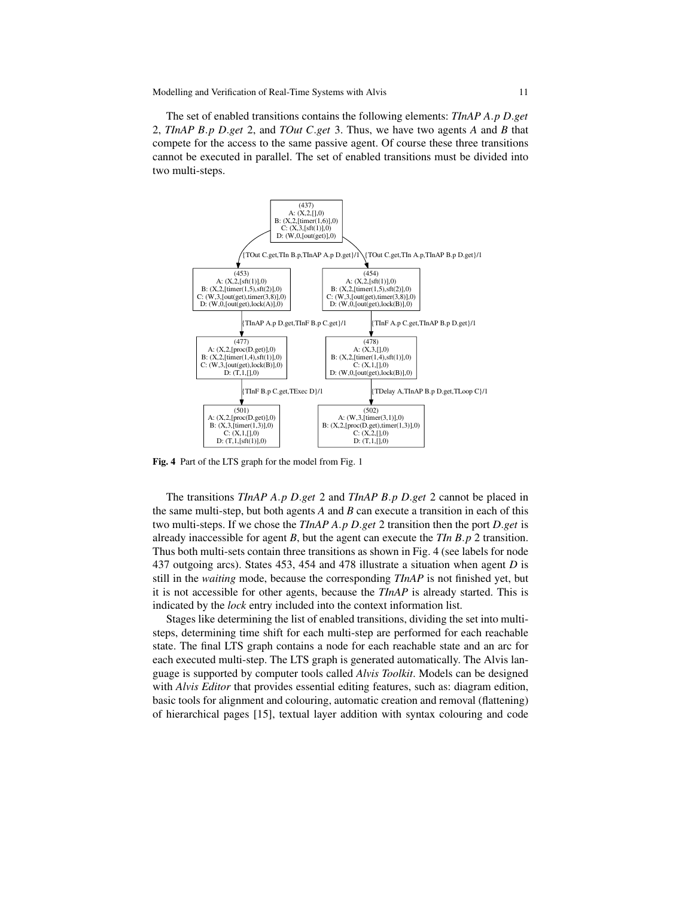The set of enabled transitions contains the following elements: *TInAP A.p D.get* 2, *TInAP B.p D.get* 2, and *TOut C.get* 3. Thus, we have two agents *A* and *B* that compete for the access to the same passive agent. Of course these three transitions cannot be executed in parallel. The set of enabled transitions must be divided into two multi-steps.

**Fig. 4** Part of the LTS graph for the model from Fig. 1

The transitions *TInAP A.p D.get* 2 and *TInAP B.p D.get* 2 cannot be placed in the same multi-step, but both agents *A* and *B* can execute a transition in each of this two multi-steps. If we chose the *TInAP A.p D.get* 2 transition then the port *D.get* is already inaccessible for agent *B*, but the agent can execute the *TIn B.p* 2 transition. Thus both multi-sets contain three transitions as shown in Fig. 4 (see labels for node 437 outgoing arcs). States 453, 454 and 478 illustrate a situation when agent *D* is still in the *waiting* mode, because the corresponding *TInAP* is not finished yet, but it is not accessible for other agents, because the *TInAP* is already started. This is indicated by the *lock* entry included into the context information list.

Stages like determining the list of enabled transitions, dividing the set into multi-steps, determining time shift for each multi-step are performed for each reachable state. The final LTS graph contains a node for each reachable state and an arc for each executed multi-step. The LTS graph is generated automatically. The Alvis language is supported by computer tools called *Alvis Toolkit*. Models can be designed with *Alvis Editor* that provides essential editing features, such as: diagram edition, basic tools for alignment and colouring, automatic creation and removal (flattening) of hierarchical pages [15], textual layer addition with syntax colouring and code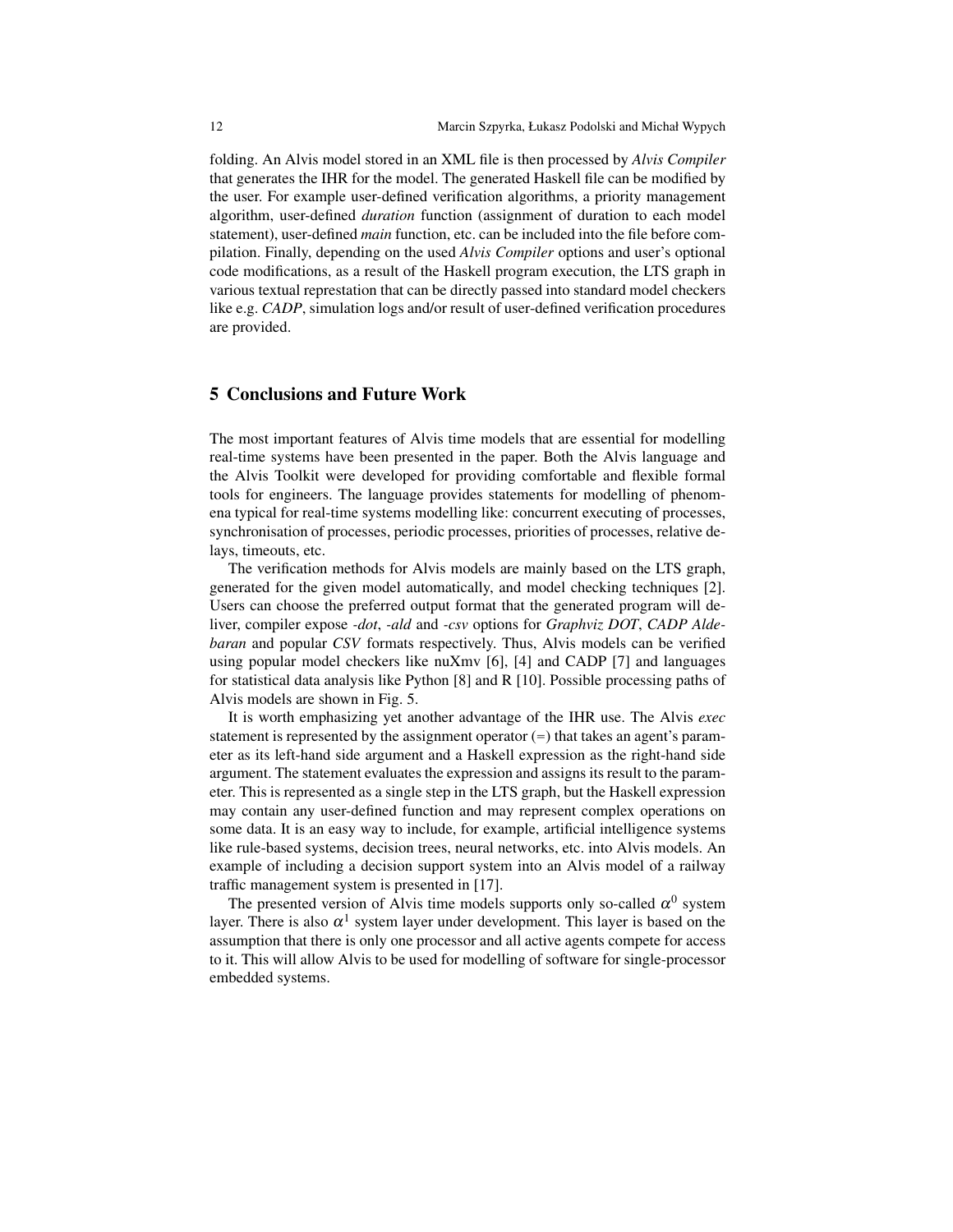folding. An Alvis model stored in an XML file is then processed by *Alvis Compiler* that generates the IHR for the model. The generated Haskell file can be modified by the user. For example user-defined verification algorithms, a priority management algorithm, user-defined *duration* function (assignment of duration to each model statement), user-defined *main* function, etc. can be included into the file before compilation. Finally, depending on the used *Alvis Compiler* options and user's optional code modifications, as a result of the Haskell program execution, the LTS graph in various textual represtation that can be directly passed into standard model checkers like e.g. *CADP*, simulation logs and/or result of user-defined verification procedures are provided.

## 5 Conclusions and Future Work

The most important features of Alvis time models that are essential for modelling real-time systems have been presented in the paper. Both the Alvis language and the Alvis Toolkit were developed for providing comfortable and flexible formal tools for engineers. The language provides statements for modelling of phenomena typical for real-time systems modelling like: concurrent executing of processes, synchronisation of processes, periodic processes, priorities of processes, relative delays, timeouts, etc.

The verification methods for Alvis models are mainly based on the LTS graph, generated for the given model automatically, and model checking techniques [2]. Users can choose the preferred output format that the generated program will deliver, compiler expose *-dot*, *-ald* and *-csv* options for *Graphviz DOT*, *CADP Aldebaran* and popular *CSV* formats respectively. Thus, Alvis models can be verified using popular model checkers like nuXmv [6], [4] and CADP [7] and languages for statistical data analysis like Python [8] and R [10]. Possible processing paths of Alvis models are shown in Fig. 5.

It is worth emphasizing yet another advantage of the IHR use. The Alvis *exec* statement is represented by the assignment operator (=) that takes an agent's parameter as its left-hand side argument and a Haskell expression as the right-hand side argument. The statement evaluates the expression and assigns its result to the parameter. This is represented as a single step in the LTS graph, but the Haskell expression may contain any user-defined function and may represent complex operations on some data. It is an easy way to include, for example, artificial intelligence systems like rule-based systems, decision trees, neural networks, etc. into Alvis models. An example of including a decision support system into an Alvis model of a railway traffic management system is presented in [17].

The presented version of Alvis time models supports only so-called $\alpha^0$ system layer. There is also $\alpha^1$ system layer under development. This layer is based on the assumption that there is only one processor and all active agents compete for access to it. This will allow Alvis to be used for modelling of software for single-processor embedded systems.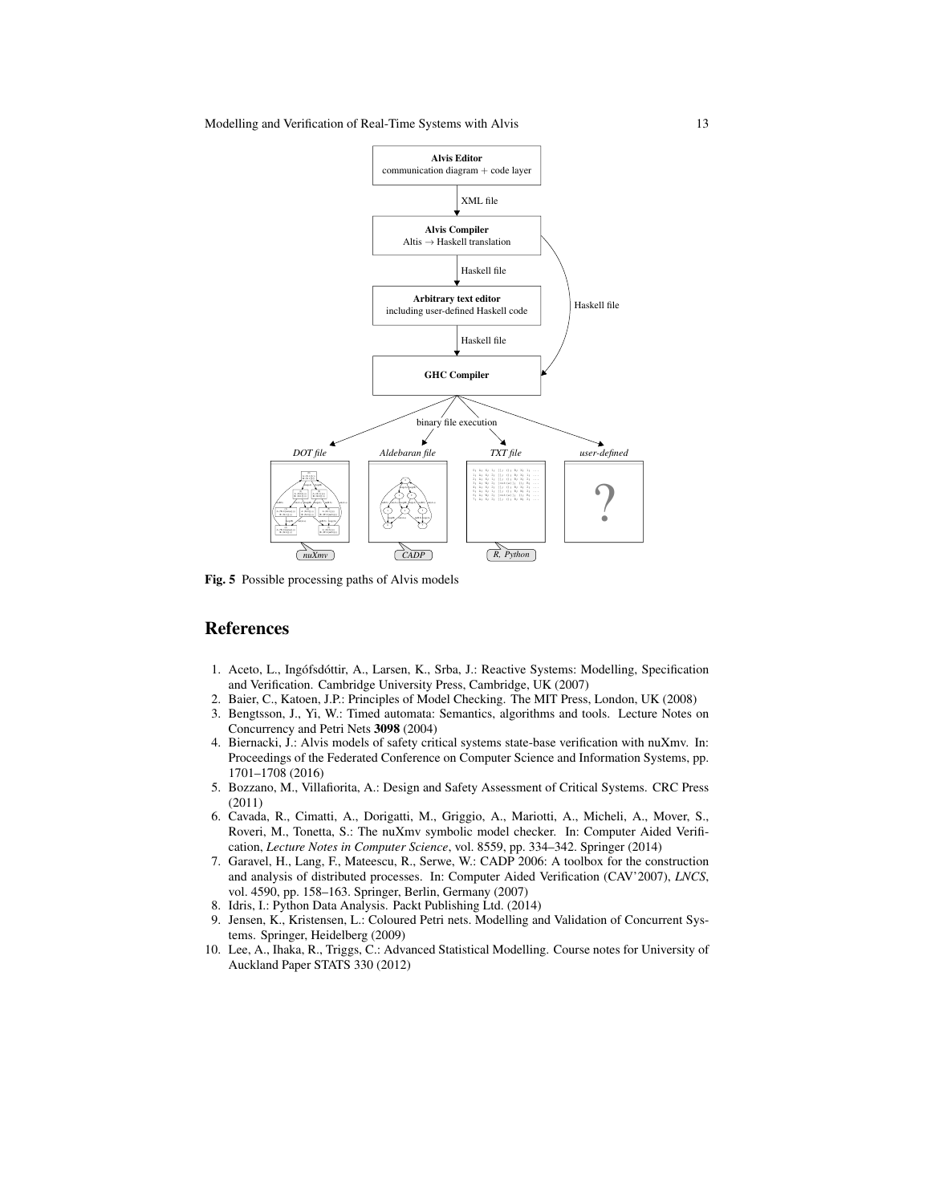Fig. 5 Possible processing paths of Alvis models

# References

1. Aceto, L., Ingófsdóttir, A., Larsen, K., Srba, J.: Reactive Systems: Modelling, Specification and Verification. Cambridge University Press, Cambridge, UK (2007)
2. Baier, C., Katoen, J.P.: Principles of Model Checking. The MIT Press, London, UK (2008)
3. Bengtsson, J., Yi, W.: Timed automata: Semantics, algorithms and tools. Lecture Notes on Concurrency and Petri Nets **3098** (2004)
4. Biernacki, J.: Alvis models of safety critical systems state-base verification with nuXmv. In: Proceedings of the Federated Conference on Computer Science and Information Systems, pp. 1701–1708 (2016)
5. Bozzano, M., Villafiorita, A.: Design and Safety Assessment of Critical Systems. CRC Press (2011)
6. Cavada, R., Cimatti, A., Dorigatti, M., Griggio, A., Mariotti, A., Micheli, A., Mover, S., Roveri, M., Tonetta, S.: The nuXmv symbolic model checker. In: Computer Aided Verification, *Lecture Notes in Computer Science*, vol. 8559, pp. 334–342. Springer (2014)
7. Garavel, H., Lang, F., Mateescu, R., Serwe, W.: CADP 2006: A toolbox for the construction and analysis of distributed processes. In: Computer Aided Verification (CAV'2007), *LNCS*, vol. 4590, pp. 158–163. Springer, Berlin, Germany (2007)
8. Idris, I.: Python Data Analysis. Packt Publishing Ltd. (2014)
9. Jensen, K., Kristensen, L.: Coloured Petri nets. Modelling and Validation of Concurrent Systems. Springer, Heidelberg (2009)
10. Lee, A., Ihaka, R., Triggs, C.: Advanced Statistical Modelling. Course notes for University of Auckland Paper STATS 330 (2012)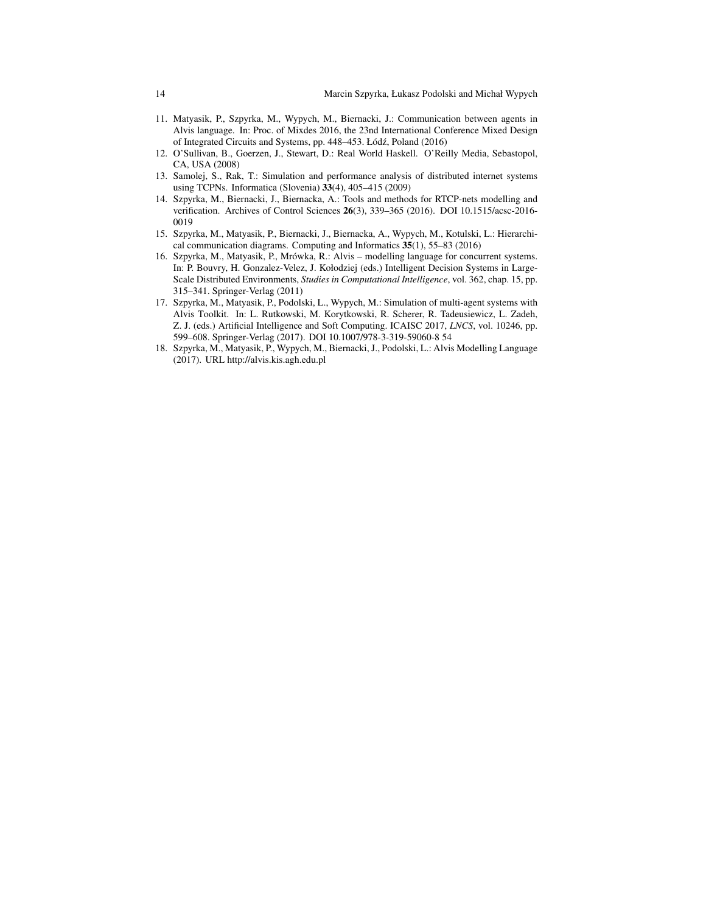11. Matyasik, P., Szpyrka, M., Wypych, M., Biernacki, J.: Communication between agents in Alvis language. In: Proc. of Mixdes 2016, the 23nd International Conference Mixed Design of Integrated Circuits and Systems, pp. 448–453. Łódź, Poland (2016)
12. O'Sullivan, B., Goerzen, J., Stewart, D.: Real World Haskell. O'Reilly Media, Sebastopol, CA, USA (2008)
13. Samolej, S., Rak, T.: Simulation and performance analysis of distributed internet systems using TCPNs. Informatica (Slovenia) **33**(4), 405–415 (2009)
14. Szpyrka, M., Biernacki, J., Biernacka, A.: Tools and methods for RTCP-nets modelling and verification. Archives of Control Sciences **26**(3), 339–365 (2016). DOI 10.1515/acsc-2016-0019
15. Szpyrka, M., Matyasik, P., Biernacki, J., Biernacka, A., Wypych, M., Kotulski, L.: Hierarchical communication diagrams. Computing and Informatics **35**(1), 55–83 (2016)
16. Szpyrka, M., Matyasik, P., Mrówka, R.: Alvis – modelling language for concurrent systems. In: P. Bouvry, H. Gonzalez-Velez, J. Kołodziej (eds.) Intelligent Decision Systems in Large-Scale Distributed Environments, *Studies in Computational Intelligence*, vol. 362, chap. 15, pp. 315–341. Springer-Verlag (2011)
17. Szpyrka, M., Matyasik, P., Podolski, L., Wypych, M.: Simulation of multi-agent systems with Alvis Toolkit. In: L. Rutkowski, M. Korytkowski, R. Scherer, R. Tadeusiewicz, L. Zadeh, Z. J. (eds.) Artificial Intelligence and Soft Computing. ICAISC 2017, *LNCS*, vol. 10246, pp. 599–608. Springer-Verlag (2017). DOI 10.1007/978-3-319-59060-8 54
18. Szpyrka, M., Matyasik, P., Wypych, M., Biernacki, J., Podolski, L.: Alvis Modelling Language (2017). URL http://alvis.kis.agh.edu.pl